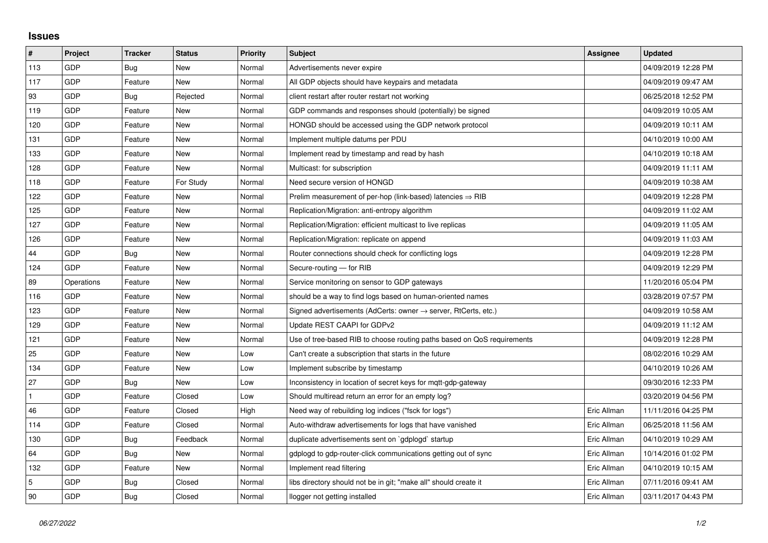## Issues

| # | Project | Tracker | Status | Priority | Subject | Assignee | Updated |
|---|---|---|---|---|---|---|---|
| 113 | GDP | Bug | New | Normal | Advertisements never expire | | 04/09/2019 12:28 PM |
| 117 | GDP | Feature | New | Normal | All GDP objects should have keypairs and metadata | | 04/09/2019 09:47 AM |
| 93 | GDP | Bug | Rejected | Normal | client restart after router restart not working | | 06/25/2018 12:52 PM |
| 119 | GDP | Feature | New | Normal | GDP commands and responses should (potentially) be signed | | 04/09/2019 10:05 AM |
| 120 | GDP | Feature | New | Normal | HONGD should be accessed using the GDP network protocol | | 04/09/2019 10:11 AM |
| 131 | GDP | Feature | New | Normal | Implement multiple datums per PDU | | 04/10/2019 10:00 AM |
| 133 | GDP | Feature | New | Normal | Implement read by timestamp and read by hash | | 04/10/2019 10:18 AM |
| 128 | GDP | Feature | New | Normal | Multicast: for subscription | | 04/09/2019 11:11 AM |
| 118 | GDP | Feature | For Study | Normal | Need secure version of HONGD | | 04/09/2019 10:38 AM |
| 122 | GDP | Feature | New | Normal | Prelim measurement of per-hop (link-based) latencies ⇒ RIB | | 04/09/2019 12:28 PM |
| 125 | GDP | Feature | New | Normal | Replication/Migration: anti-entropy algorithm | | 04/09/2019 11:02 AM |
| 127 | GDP | Feature | New | Normal | Replication/Migration: efficient multicast to live replicas | | 04/09/2019 11:05 AM |
| 126 | GDP | Feature | New | Normal | Replication/Migration: replicate on append | | 04/09/2019 11:03 AM |
| 44 | GDP | Bug | New | Normal | Router connections should check for conflicting logs | | 04/09/2019 12:28 PM |
| 124 | GDP | Feature | New | Normal | Secure-routing — for RIB | | 04/09/2019 12:29 PM |
| 89 | Operations | Feature | New | Normal | Service monitoring on sensor to GDP gateways | | 11/20/2016 05:04 PM |
| 116 | GDP | Feature | New | Normal | should be a way to find logs based on human-oriented names | | 03/28/2019 07:57 PM |
| 123 | GDP | Feature | New | Normal | Signed advertisements (AdCerts: owner → server, RtCerts, etc.) | | 04/09/2019 10:58 AM |
| 129 | GDP | Feature | New | Normal | Update REST CAAPI for GDPv2 | | 04/09/2019 11:12 AM |
| 121 | GDP | Feature | New | Normal | Use of tree-based RIB to choose routing paths based on QoS requirements | | 04/09/2019 12:28 PM |
| 25 | GDP | Feature | New | Low | Can't create a subscription that starts in the future | | 08/02/2016 10:29 AM |
| 134 | GDP | Feature | New | Low | Implement subscribe by timestamp | | 04/10/2019 10:26 AM |
| 27 | GDP | Bug | New | Low | Inconsistency in location of secret keys for mqtt-gdp-gateway | | 09/30/2016 12:33 PM |
| 1 | GDP | Feature | Closed | Low | Should multiread return an error for an empty log? | | 03/20/2019 04:56 PM |
| 46 | GDP | Feature | Closed | High | Need way of rebuilding log indices ("fsck for logs") | Eric Allman | 11/11/2016 04:25 PM |
| 114 | GDP | Feature | Closed | Normal | Auto-withdraw advertisements for logs that have vanished | Eric Allman | 06/25/2018 11:56 AM |
| 130 | GDP | Bug | Feedback | Normal | duplicate advertisements sent on `gdplogd` startup | Eric Allman | 04/10/2019 10:29 AM |
| 64 | GDP | Bug | New | Normal | gdplogd to gdp-router-click communications getting out of sync | Eric Allman | 10/14/2016 01:02 PM |
| 132 | GDP | Feature | New | Normal | Implement read filtering | Eric Allman | 04/10/2019 10:15 AM |
| 5 | GDP | Bug | Closed | Normal | libs directory should not be in git; "make all" should create it | Eric Allman | 07/11/2016 09:41 AM |
| 90 | GDP | Bug | Closed | Normal | llogger not getting installed | Eric Allman | 03/11/2017 04:43 PM |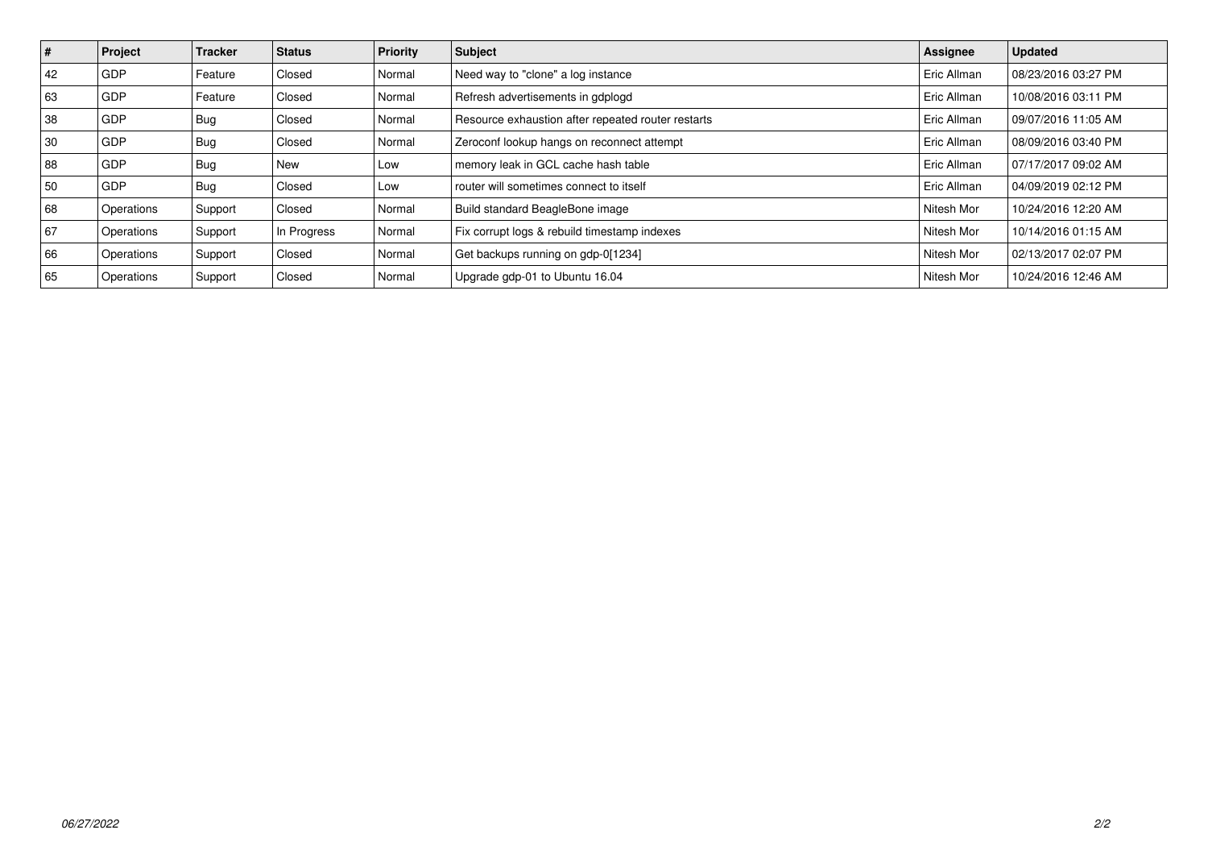| # | Project | Tracker | Status | Priority | Subject | Assignee | Updated |
|---|---|---|---|---|---|---|---|
| 42 | GDP | Feature | Closed | Normal | Need way to "clone" a log instance | Eric Allman | 08/23/2016 03:27 PM |
| 63 | GDP | Feature | Closed | Normal | Refresh advertisements in gdplogd | Eric Allman | 10/08/2016 03:11 PM |
| 38 | GDP | Bug | Closed | Normal | Resource exhaustion after repeated router restarts | Eric Allman | 09/07/2016 11:05 AM |
| 30 | GDP | Bug | Closed | Normal | Zeroconf lookup hangs on reconnect attempt | Eric Allman | 08/09/2016 03:40 PM |
| 88 | GDP | Bug | New | Low | memory leak in GCL cache hash table | Eric Allman | 07/17/2017 09:02 AM |
| 50 | GDP | Bug | Closed | Low | router will sometimes connect to itself | Eric Allman | 04/09/2019 02:12 PM |
| 68 | Operations | Support | Closed | Normal | Build standard BeagleBone image | Nitesh Mor | 10/24/2016 12:20 AM |
| 67 | Operations | Support | In Progress | Normal | Fix corrupt logs & rebuild timestamp indexes | Nitesh Mor | 10/14/2016 01:15 AM |
| 66 | Operations | Support | Closed | Normal | Get backups running on gdp-0[1234] | Nitesh Mor | 02/13/2017 02:07 PM |
| 65 | Operations | Support | Closed | Normal | Upgrade gdp-01 to Ubuntu 16.04 | Nitesh Mor | 10/24/2016 12:46 AM |